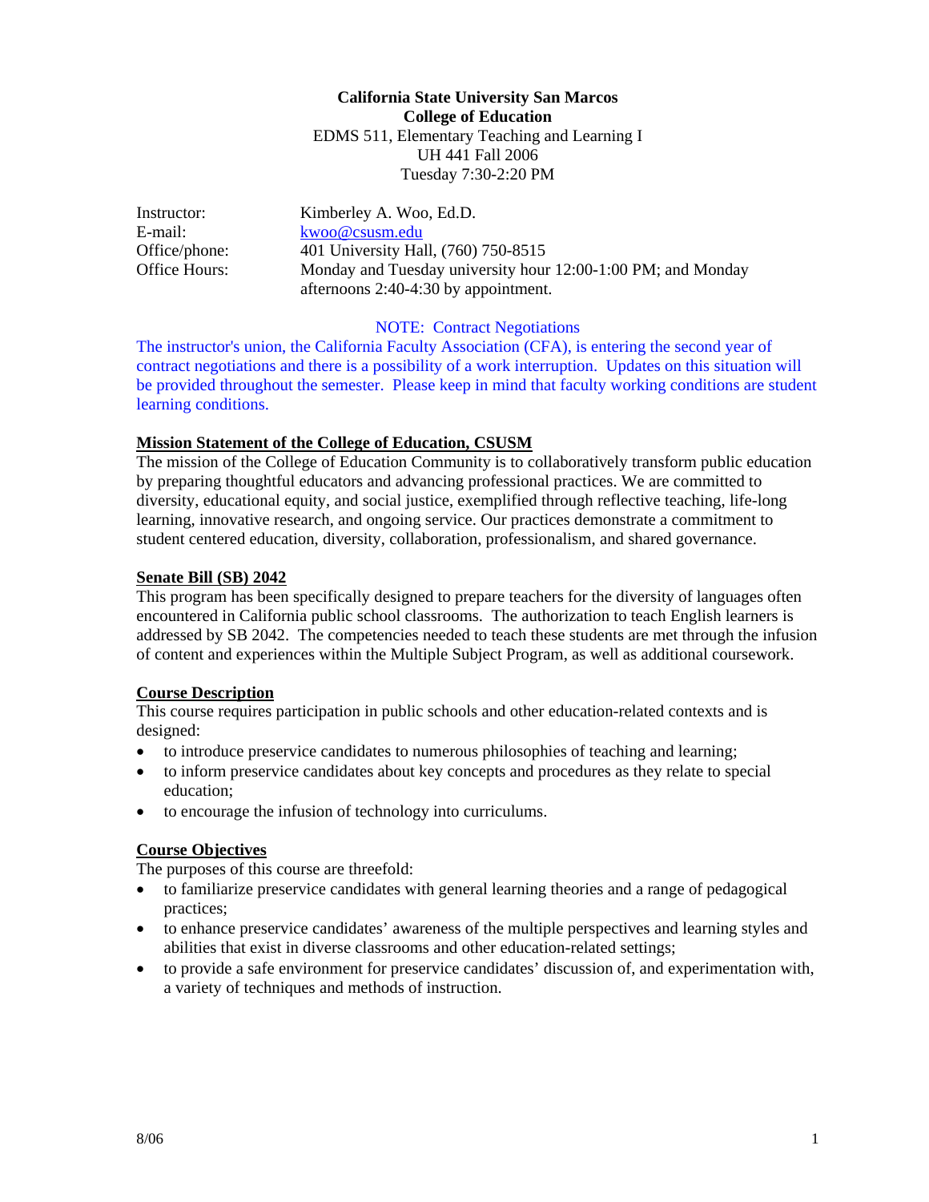**California State University San Marcos**
**College of Education**
EDMS 511, Elementary Teaching and Learning I
UH 441 Fall 2006
Tuesday 7:30-2:20 PM

| | |
|---|---|
| Instructor: | Kimberley A. Woo, Ed.D. |
| E-mail: | kwoo@csusm.edu |
| Office/phone: | 401 University Hall, (760) 750-8515 |
| Office Hours: | Monday and Tuesday university hour 12:00-1:00 PM; and Monday afternoons 2:40-4:30 by appointment. |

NOTE: Contract Negotiations

The instructor's union, the California Faculty Association (CFA), is entering the second year of contract negotiations and there is a possibility of a work interruption. Updates on this situation will be provided throughout the semester. Please keep in mind that faculty working conditions are student learning conditions.

## Mission Statement of the College of Education, CSUSM

The mission of the College of Education Community is to collaboratively transform public education by preparing thoughtful educators and advancing professional practices. We are committed to diversity, educational equity, and social justice, exemplified through reflective teaching, life-long learning, innovative research, and ongoing service. Our practices demonstrate a commitment to student centered education, diversity, collaboration, professionalism, and shared governance.

## Senate Bill (SB) 2042

This program has been specifically designed to prepare teachers for the diversity of languages often encountered in California public school classrooms. The authorization to teach English learners is addressed by SB 2042. The competencies needed to teach these students are met through the infusion of content and experiences within the Multiple Subject Program, as well as additional coursework.

## Course Description

This course requires participation in public schools and other education-related contexts and is designed:

- to introduce preservice candidates to numerous philosophies of teaching and learning;
- to inform preservice candidates about key concepts and procedures as they relate to special education;
- to encourage the infusion of technology into curriculums.

## Course Objectives

The purposes of this course are threefold:

- to familiarize preservice candidates with general learning theories and a range of pedagogical practices;
- to enhance preservice candidates' awareness of the multiple perspectives and learning styles and abilities that exist in diverse classrooms and other education-related settings;
- to provide a safe environment for preservice candidates' discussion of, and experimentation with, a variety of techniques and methods of instruction.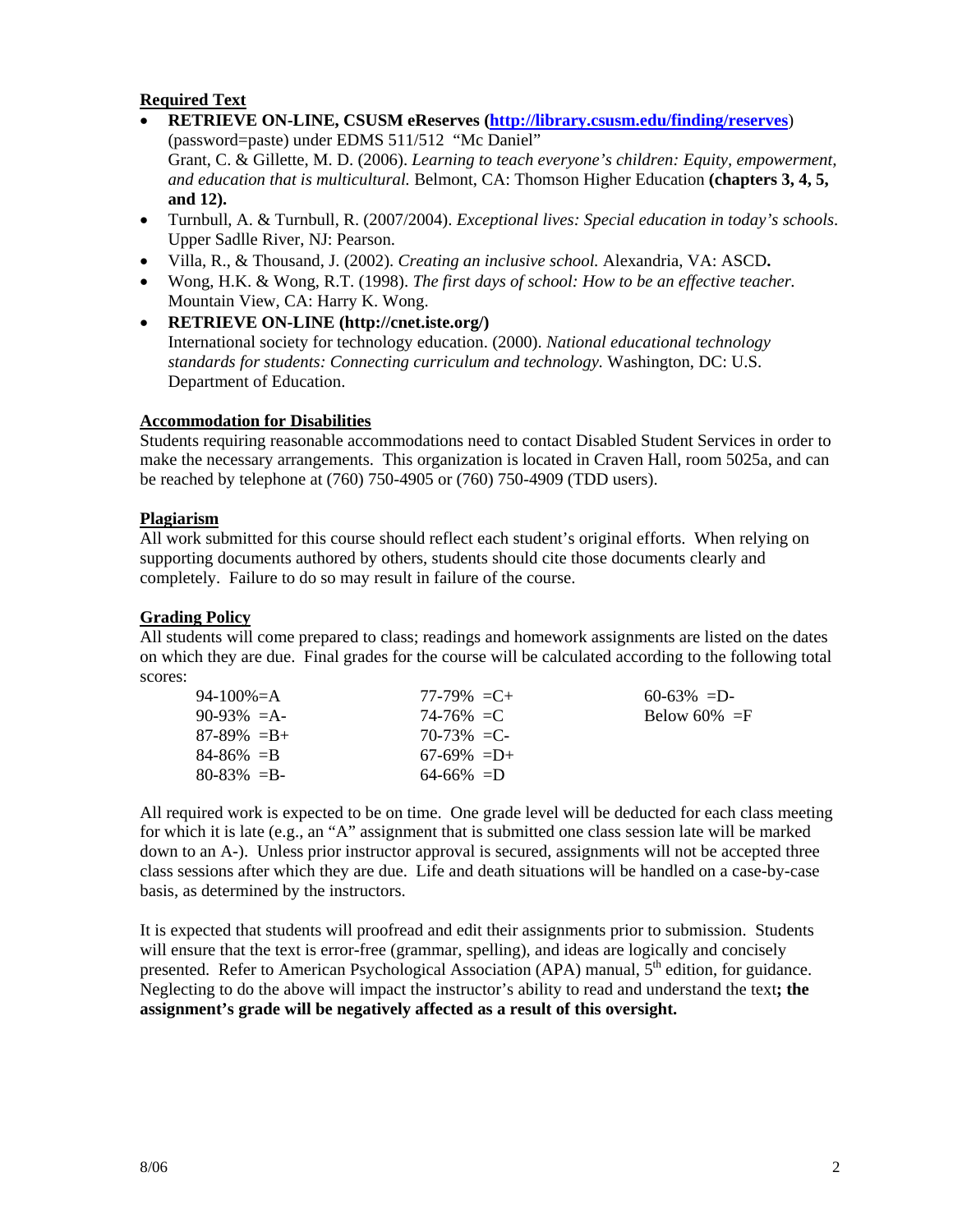**Required Text**

- **RETRIEVE ON-LINE, CSUSM eReserves ([http://library.csusm.edu/finding/reserves](http://library.csusm.edu/finding/reserves))** (password=paste) under EDMS 511/512 "Mc Daniel"
  Grant, C. & Gillette, M. D. (2006). *Learning to teach everyone's children: Equity, empowerment, and education that is multicultural.* Belmont, CA: Thomson Higher Education **(chapters 3, 4, 5, and 12).**
- Turnbull, A. & Turnbull, R. (2007/2004). *Exceptional lives: Special education in today's schools*. Upper Sadlle River, NJ: Pearson.
- Villa, R., & Thousand, J. (2002). *Creating an inclusive school.* Alexandria, VA: ASCD**.**
- Wong, H.K. & Wong, R.T. (1998). *The first days of school: How to be an effective teacher.* Mountain View, CA: Harry K. Wong.
- **RETRIEVE ON-LINE (http://cnet.iste.org/)**
  International society for technology education. (2000). *National educational technology standards for students: Connecting curriculum and technology.* Washington, DC: U.S. Department of Education.

**Accommodation for Disabilities**

Students requiring reasonable accommodations need to contact Disabled Student Services in order to make the necessary arrangements. This organization is located in Craven Hall, room 5025a, and can be reached by telephone at (760) 750-4905 or (760) 750-4909 (TDD users).

**Plagiarism**

All work submitted for this course should reflect each student's original efforts. When relying on supporting documents authored by others, students should cite those documents clearly and completely. Failure to do so may result in failure of the course.

**Grading Policy**

All students will come prepared to class; readings and homework assignments are listed on the dates on which they are due. Final grades for the course will be calculated according to the following total scores:

| | | |
|---|---|---|
| 94-100%=A | 77-79% =C+ | 60-63% =D- |
| 90-93% =A- | 74-76% =C | Below 60% =F |
| 87-89% =B+ | 70-73% =C- | |
| 84-86% =B | 67-69% =D+ | |
| 80-83% =B- | 64-66% =D | |

All required work is expected to be on time. One grade level will be deducted for each class meeting for which it is late (e.g., an "A" assignment that is submitted one class session late will be marked down to an A-). Unless prior instructor approval is secured, assignments will not be accepted three class sessions after which they are due. Life and death situations will be handled on a case-by-case basis, as determined by the instructors.

It is expected that students will proofread and edit their assignments prior to submission. Students will ensure that the text is error-free (grammar, spelling), and ideas are logically and concisely presented. Refer to American Psychological Association (APA) manual, 5th edition, for guidance. Neglecting to do the above will impact the instructor's ability to read and understand the text**; the assignment's grade will be negatively affected as a result of this oversight.**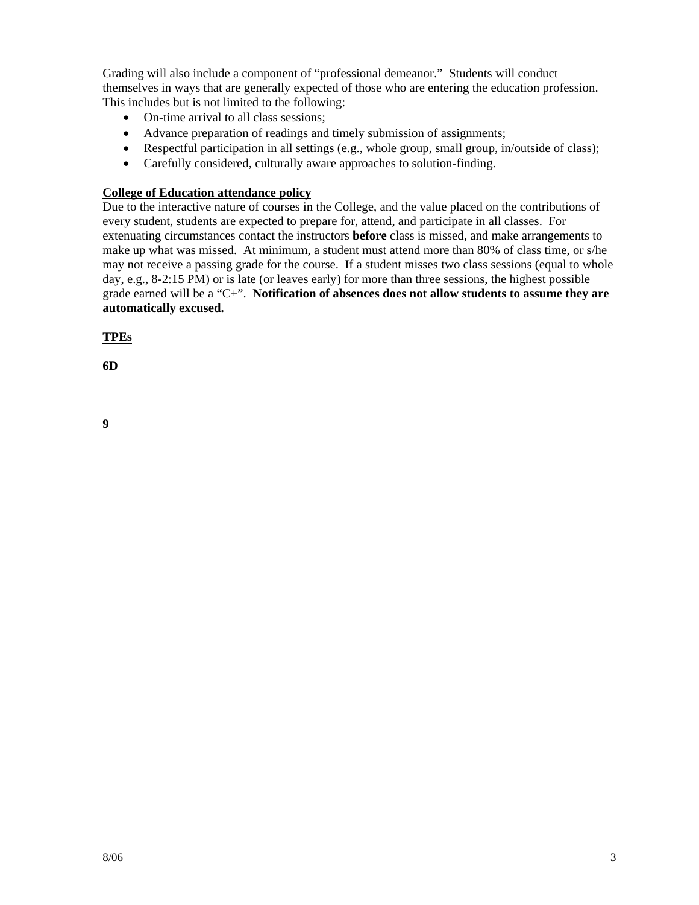Grading will also include a component of "professional demeanor." Students will conduct themselves in ways that are generally expected of those who are entering the education profession. This includes but is not limited to the following:

- On-time arrival to all class sessions;
- Advance preparation of readings and timely submission of assignments;
- Respectful participation in all settings (e.g., whole group, small group, in/outside of class);
- Carefully considered, culturally aware approaches to solution-finding.

**College of Education attendance policy**

Due to the interactive nature of courses in the College, and the value placed on the contributions of every student, students are expected to prepare for, attend, and participate in all classes. For extenuating circumstances contact the instructors **before** class is missed, and make arrangements to make up what was missed. At minimum, a student must attend more than 80% of class time, or s/he may not receive a passing grade for the course. If a student misses two class sessions (equal to whole day, e.g., 8-2:15 PM) or is late (or leaves early) for more than three sessions, the highest possible grade earned will be a "C+". **Notification of absences does not allow students to assume they are automatically excused.**

**TPEs**

**6D**

**9**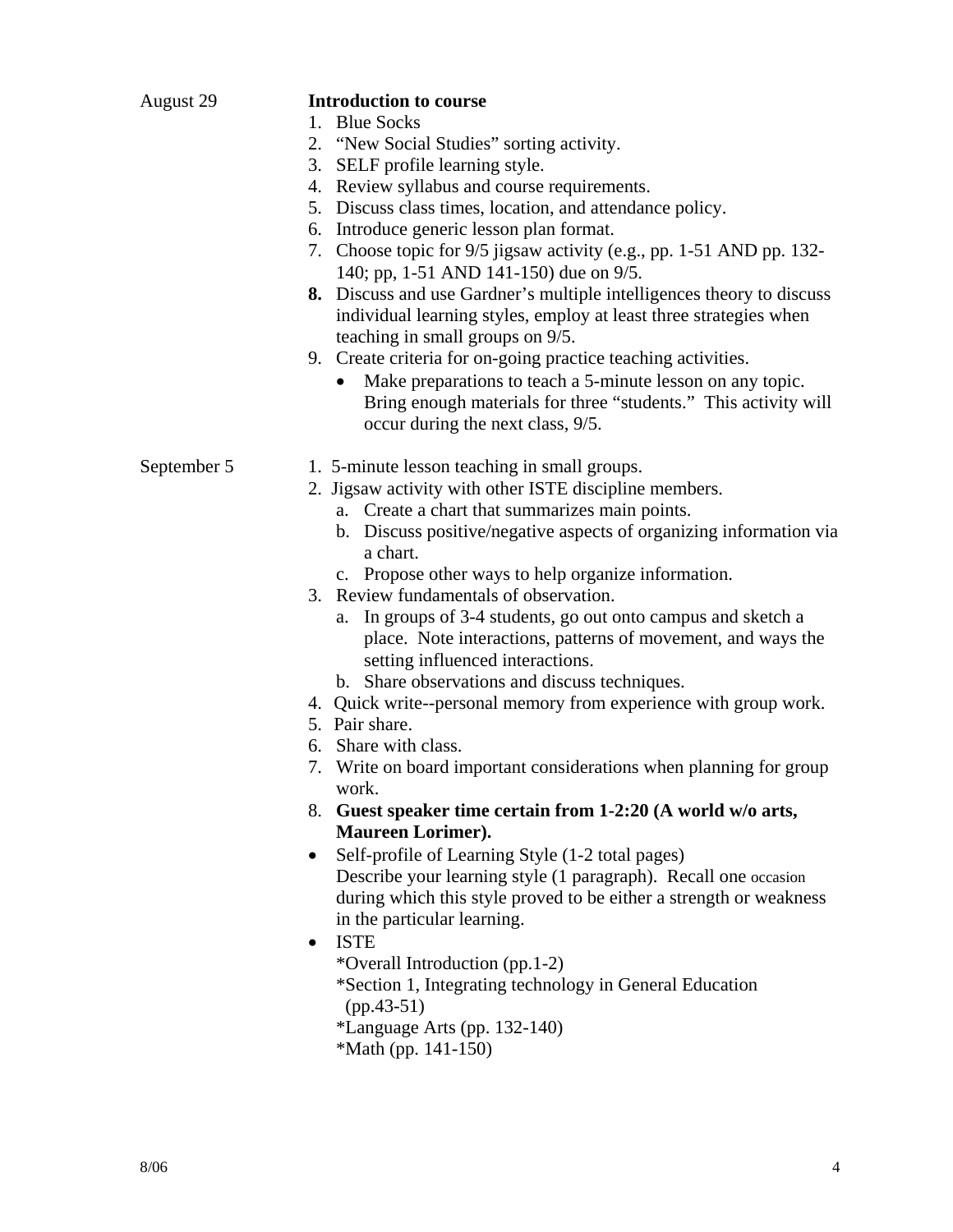August 29

**Introduction to course**

1. Blue Socks
2. "New Social Studies" sorting activity.
3. SELF profile learning style.
4. Review syllabus and course requirements.
5. Discuss class times, location, and attendance policy.
6. Introduce generic lesson plan format.
7. Choose topic for 9/5 jigsaw activity (e.g., pp. 1-51 AND pp. 132-140; pp, 1-51 AND 141-150) due on 9/5.
8. Discuss and use Gardner's multiple intelligences theory to discuss individual learning styles, employ at least three strategies when teaching in small groups on 9/5.
9. Create criteria for on-going practice teaching activities.
   - Make preparations to teach a 5-minute lesson on any topic. Bring enough materials for three "students." This activity will occur during the next class, 9/5.

September 5

1. 5-minute lesson teaching in small groups.
2. Jigsaw activity with other ISTE discipline members.
   a. Create a chart that summarizes main points.
   b. Discuss positive/negative aspects of organizing information via a chart.
   c. Propose other ways to help organize information.
3. Review fundamentals of observation.
   a. In groups of 3-4 students, go out onto campus and sketch a place. Note interactions, patterns of movement, and ways the setting influenced interactions.
   b. Share observations and discuss techniques.
4. Quick write--personal memory from experience with group work.
5. Pair share.
6. Share with class.
7. Write on board important considerations when planning for group work.
8. **Guest speaker time certain from 1-2:20 (A world w/o arts, Maureen Lorimer).**

- Self-profile of Learning Style (1-2 total pages)
  Describe your learning style (1 paragraph). Recall one occasion during which this style proved to be either a strength or weakness in the particular learning.
- ISTE
  *Overall Introduction (pp.1-2)
  *Section 1, Integrating technology in General Education (pp.43-51)
  *Language Arts (pp. 132-140)
  *Math (pp. 141-150)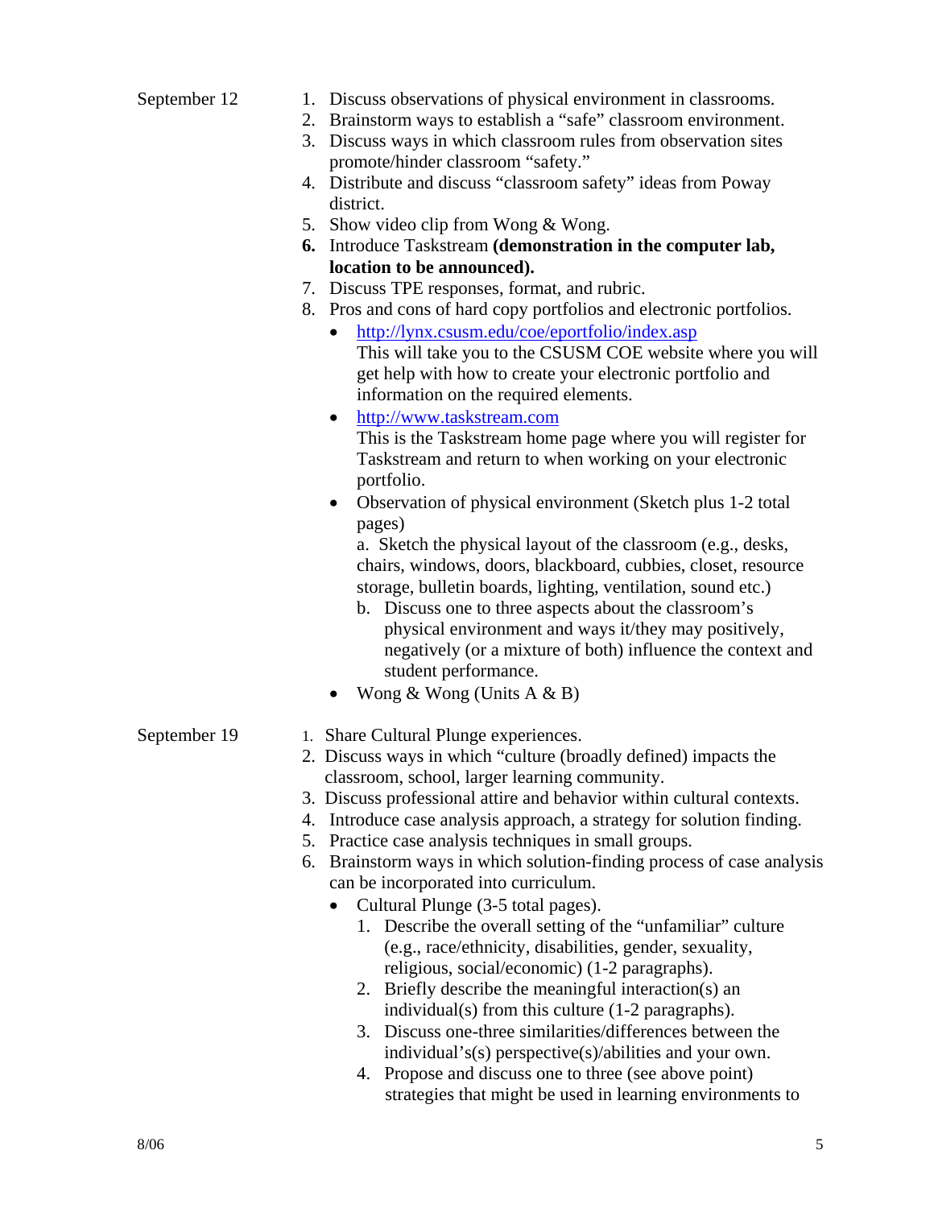**September 12**

1. Discuss observations of physical environment in classrooms.
2. Brainstorm ways to establish a "safe" classroom environment.
3. Discuss ways in which classroom rules from observation sites promote/hinder classroom "safety."
4. Distribute and discuss "classroom safety" ideas from Poway district.
5. Show video clip from Wong & Wong.
6. Introduce Taskstream **(demonstration in the computer lab, location to be announced).**
7. Discuss TPE responses, format, and rubric.
8. Pros and cons of hard copy portfolios and electronic portfolios.
   - http://lynx.csusm.edu/coe/eportfolio/index.asp
     This will take you to the CSUSM COE website where you will get help with how to create your electronic portfolio and information on the required elements.
   - http://www.taskstream.com
     This is the Taskstream home page where you will register for Taskstream and return to when working on your electronic portfolio.
   - Observation of physical environment (Sketch plus 1-2 total pages)
     a. Sketch the physical layout of the classroom (e.g., desks, chairs, windows, doors, blackboard, cubbies, closet, resource storage, bulletin boards, lighting, ventilation, sound etc.)
     b. Discuss one to three aspects about the classroom's physical environment and ways it/they may positively, negatively (or a mixture of both) influence the context and student performance.
   - Wong & Wong (Units A & B)

**September 19**

1. Share Cultural Plunge experiences.
2. Discuss ways in which "culture (broadly defined) impacts the classroom, school, larger learning community.
3. Discuss professional attire and behavior within cultural contexts.
4. Introduce case analysis approach, a strategy for solution finding.
5. Practice case analysis techniques in small groups.
6. Brainstorm ways in which solution-finding process of case analysis can be incorporated into curriculum.
   - Cultural Plunge (3-5 total pages).
     1. Describe the overall setting of the "unfamiliar" culture (e.g., race/ethnicity, disabilities, gender, sexuality, religious, social/economic) (1-2 paragraphs).
     2. Briefly describe the meaningful interaction(s) an individual(s) from this culture (1-2 paragraphs).
     3. Discuss one-three similarities/differences between the individual's(s) perspective(s)/abilities and your own.
     4. Propose and discuss one to three (see above point) strategies that might be used in learning environments to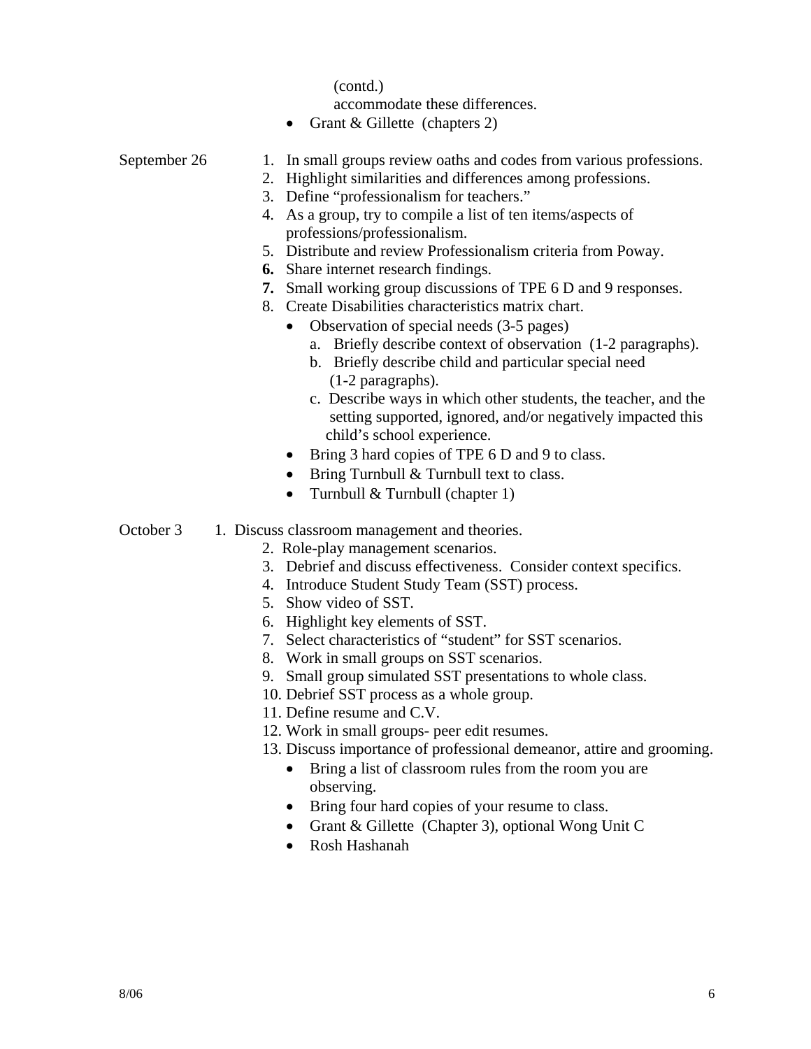(contd.)
accommodate these differences.

- Grant & Gillette (chapters 2)

September 26

1. In small groups review oaths and codes from various professions.
2. Highlight similarities and differences among professions.
3. Define "professionalism for teachers."
4. As a group, try to compile a list of ten items/aspects of professions/professionalism.
5. Distribute and review Professionalism criteria from Poway.
6. Share internet research findings.
7. Small working group discussions of TPE 6 D and 9 responses.
8. Create Disabilities characteristics matrix chart.
   - Observation of special needs (3-5 pages)
     a. Briefly describe context of observation (1-2 paragraphs).
     b. Briefly describe child and particular special need (1-2 paragraphs).
     c. Describe ways in which other students, the teacher, and the setting supported, ignored, and/or negatively impacted this child's school experience.
   - Bring 3 hard copies of TPE 6 D and 9 to class.
   - Bring Turnbull & Turnbull text to class.
   - Turnbull & Turnbull (chapter 1)

October 3

1. Discuss classroom management and theories.
2. Role-play management scenarios.
3. Debrief and discuss effectiveness. Consider context specifics.
4. Introduce Student Study Team (SST) process.
5. Show video of SST.
6. Highlight key elements of SST.
7. Select characteristics of "student" for SST scenarios.
8. Work in small groups on SST scenarios.
9. Small group simulated SST presentations to whole class.
10. Debrief SST process as a whole group.
11. Define resume and C.V.
12. Work in small groups- peer edit resumes.
13. Discuss importance of professional demeanor, attire and grooming.
    - Bring a list of classroom rules from the room you are observing.
    - Bring four hard copies of your resume to class.
    - Grant & Gillette (Chapter 3), optional Wong Unit C
    - Rosh Hashanah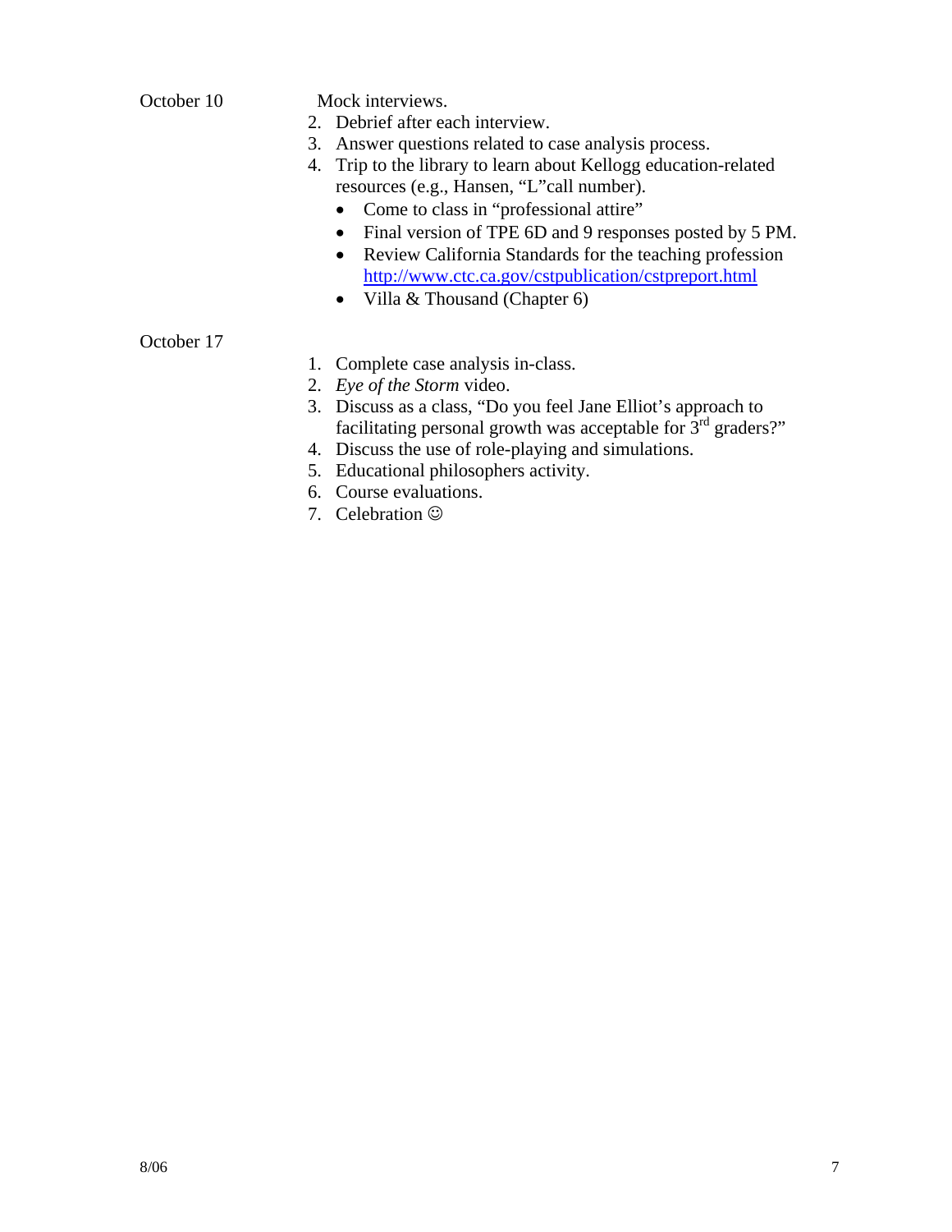October 10

Mock interviews.

2. Debrief after each interview.
3. Answer questions related to case analysis process.
4. Trip to the library to learn about Kellogg education-related resources (e.g., Hansen, "L"call number).
   - Come to class in "professional attire"
   - Final version of TPE 6D and 9 responses posted by 5 PM.
   - Review California Standards for the teaching profession http://www.ctc.ca.gov/cstpublication/cstpreport.html
   - Villa & Thousand (Chapter 6)

October 17

1. Complete case analysis in-class.
2. *Eye of the Storm* video.
3. Discuss as a class, "Do you feel Jane Elliot's approach to facilitating personal growth was acceptable for 3rd graders?"
4. Discuss the use of role-playing and simulations.
5. Educational philosophers activity.
6. Course evaluations.
7. Celebration ☺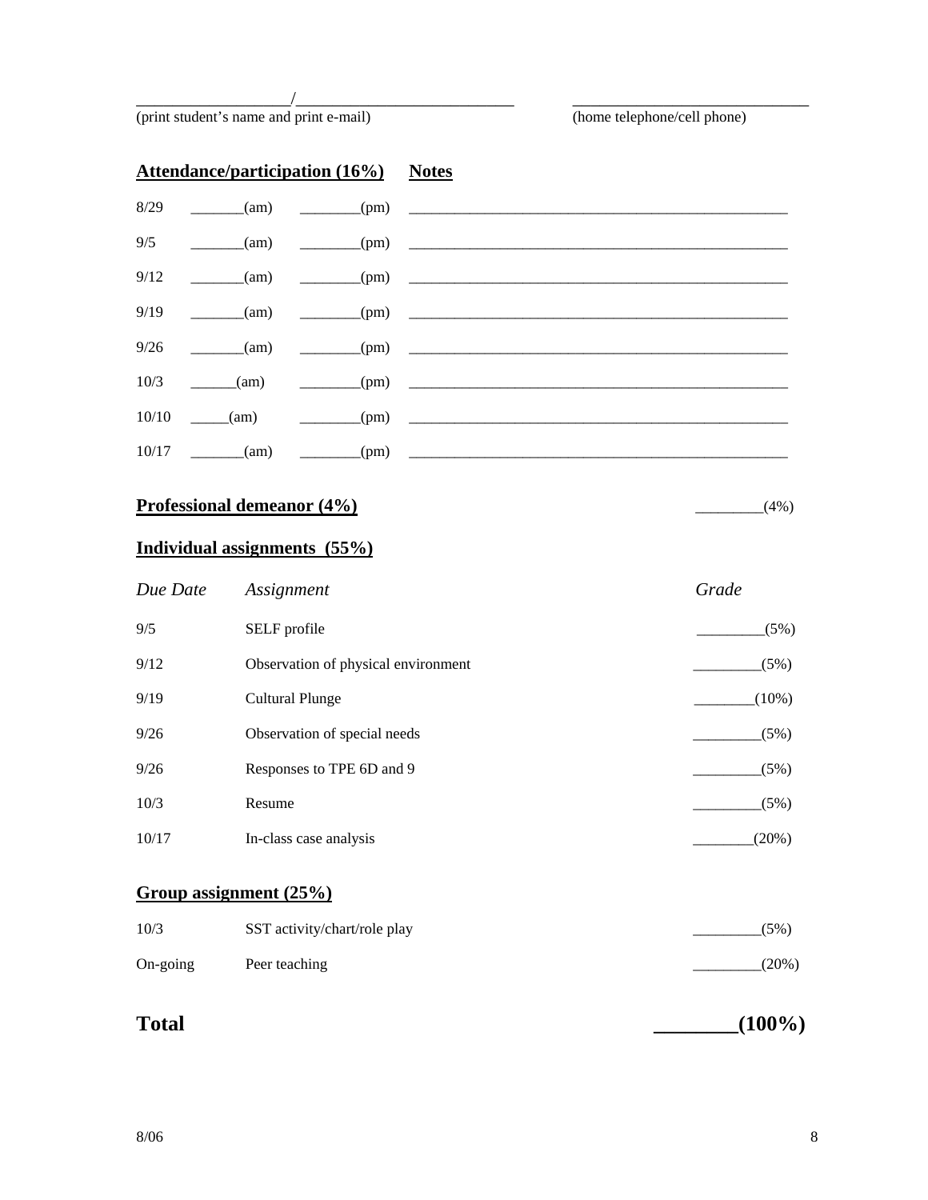___________________/___________________________ ___________________________

(print student's name and print e-mail) (home telephone/cell phone)

**Attendance/participation (16%)** **Notes**

| | | | |
|---|---|---|---|
| 8/29 | _______(am) | ________(pm) | ____________________________________________________ |
| 9/5 | _______(am) | ________(pm) | ____________________________________________________ |
| 9/12 | _______(am) | ________(pm) | ____________________________________________________ |
| 9/19 | _______(am) | ________(pm) | ____________________________________________________ |
| 9/26 | _______(am) | ________(pm) | ____________________________________________________ |
| 10/3 | ______(am) | ________(pm) | ____________________________________________________ |
| 10/10 | _____(am) | ________(pm) | ____________________________________________________ |
| 10/17 | _______(am) | ________(pm) | ____________________________________________________ |

**Professional demeanor (4%)** _________(4%)

**Individual assignments (55%)**

| *Due Date* | *Assignment* | *Grade* |
|---|---|---|
| 9/5 | SELF profile | _________(5%) |
| 9/12 | Observation of physical environment | _________(5%) |
| 9/19 | Cultural Plunge | ________(10%) |
| 9/26 | Observation of special needs | _________(5%) |
| 9/26 | Responses to TPE 6D and 9 | _________(5%) |
| 10/3 | Resume | _________(5%) |
| 10/17 | In-class case analysis | ________(20%) |

**Group assignment (25%)**

| | | |
|---|---|---|
| 10/3 | SST activity/chart/role play | _________(5%) |
| On-going | Peer teaching | _________(20%) |

**Total** **________(100%)**

8/06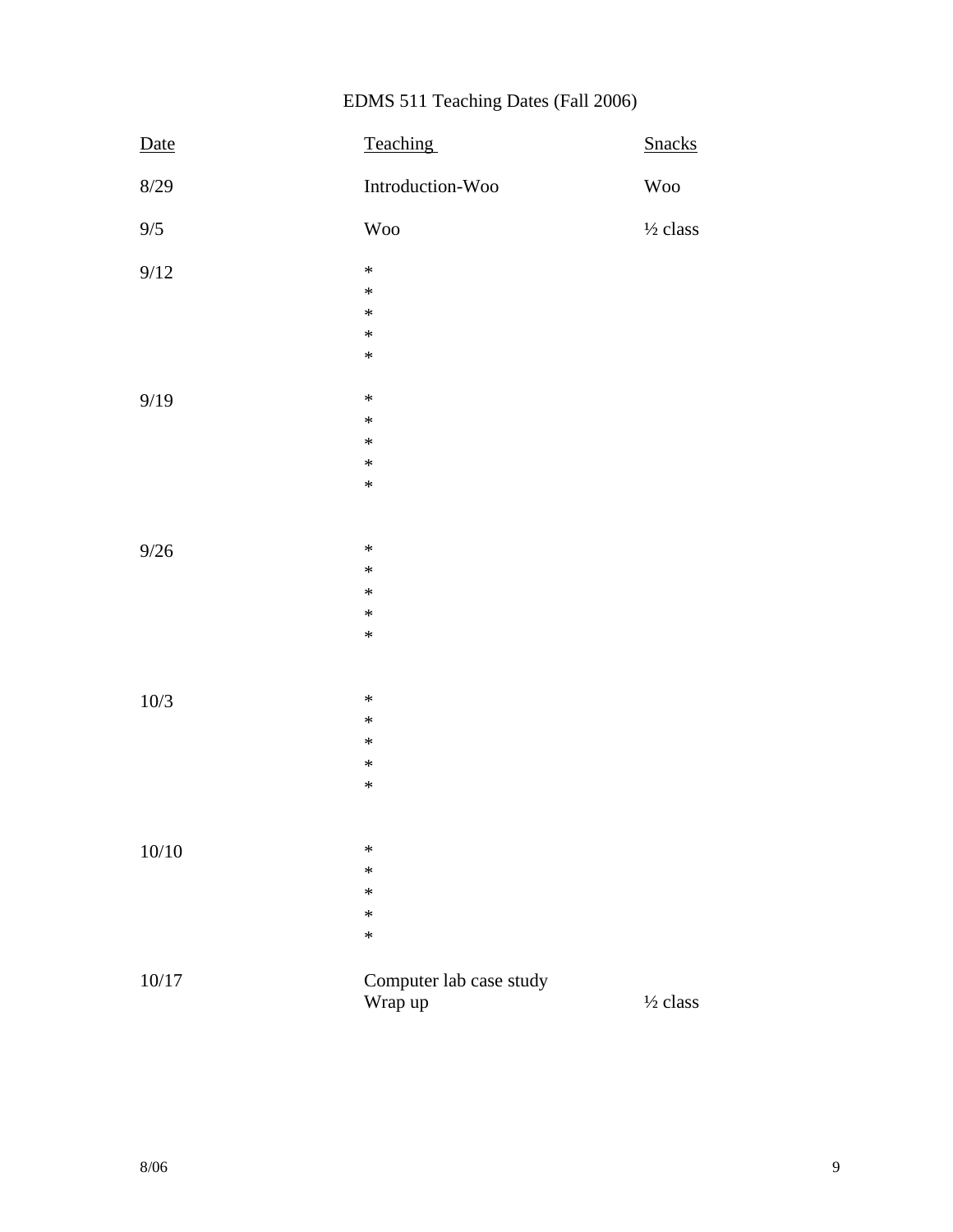EDMS 511 Teaching Dates (Fall 2006)

| Date | Teaching | Snacks |
|---|---|---|
| 8/29 | Introduction-Woo | Woo |
| 9/5 | Woo | ½ class |
| 9/12 | *<br>*<br>*<br>*<br>* | |
| 9/19 | *<br>*<br>*<br>*<br>* | |
| 9/26 | *<br>*<br>*<br>*<br>* | |
| 10/3 | *<br>*<br>*<br>*<br>* | |
| 10/10 | *<br>*<br>*<br>*<br>* | |
| 10/17 | Computer lab case study<br>Wrap up | ½ class |

8/06